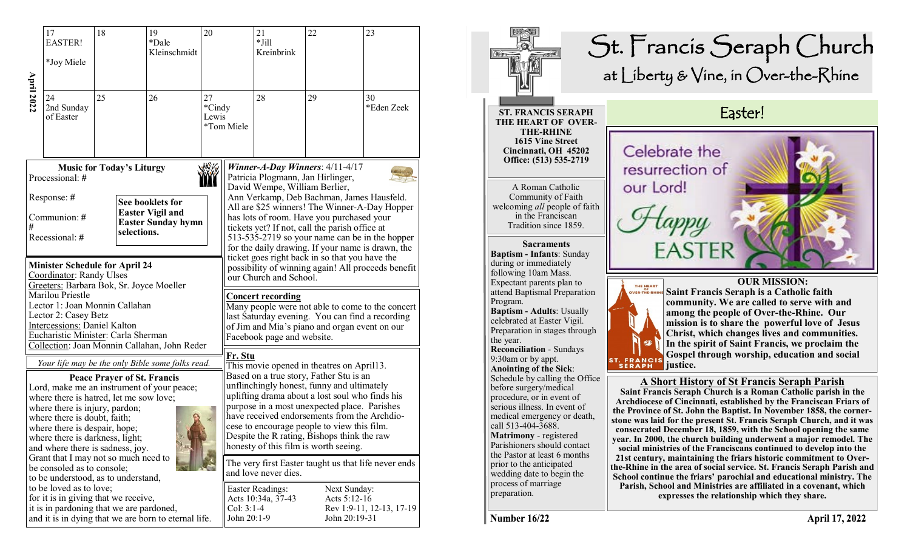**April 2022**

| | | | | | | |
|---|---|---|---|---|---|---|
| 17 EASTER! *Joy Miele | 18 | 19 *Dale Kleinschmidt | 20 | 21 *Jill Kreinbrink | 22 | 23 |
| 24 2nd Sunday of Easter | 25 | 26 | 27 *Cindy Lewis *Tom Miele | 28 | 29 | 30 *Eden Zeek |

## Music for Today's Liturgy

Processional: #

Response: #

Communion: #

#

Recessional: #

**See booklets for Easter Vigil and Easter Sunday hymn selections.**

## Minister Schedule for April 24

Coordinator: Randy Ulses
Greeters: Barbara Bok, Sr. Joyce Moeller
Marilou Priestle
Lector 1: Joan Monnin Callahan
Lector 2: Casey Betz
Intercessions: Daniel Kalton
Eucharistic Minister: Carla Sherman
Collection: Joan Monnin Callahan, John Reder

*Your life may be the only Bible some folks read.*

## Peace Prayer of St. Francis

Lord, make me an instrument of your peace;
where there is hatred, let me sow love;
where there is injury, pardon;
where there is doubt, faith;
where there is despair, hope;
where there is darkness, light;
and where there is sadness, joy.
Grant that I may not so much need to be consoled as to console;
to be understood, as to understand,
to be loved as to love;
for it is in giving that we receive,
it is in pardoning that we are pardoned,
and it is in dying that we are born to eternal life.

***Winner-A-Day Winners***: 4/11-4/17
Patricia Plogmann, Jan Hirlinger, David Wempe, William Berlier, Ann Verkamp, Deb Bachman, James Hausfeld. All are $25 winners! The Winner-A-Day Hopper has lots of room. Have you purchased your tickets yet? If not, call the parish office at 513-535-2719 so your name can be in the hopper for the daily drawing. If your name is drawn, the ticket goes right back in so that you have the possibility of winning again! All proceeds benefit our Church and School.

## Concert recording

Many people were not able to come to the concert last Saturday evening. You can find a recording of Jim and Mia's piano and organ event on our Facebook page and website.

## Fr. Stu

This movie opened in theatres on April13. Based on a true story, Father Stu is an unflinchingly honest, funny and ultimately uplifting drama about a lost soul who finds his purpose in a most unexpected place. Parishes have received endorsements from the Archdiocese to encourage people to view this film. Despite the R rating, Bishops think the raw honesty of this film is worth seeing.

The very first Easter taught us that life never ends and love never dies.

| Easter Readings: | Next Sunday: |
|---|---|
| Acts 10:34a, 37-43 | Acts 5:12-16 |
| Col: 3:1-4 | Rev 1:9-11, 12-13, 17-19 |
| John 20:1-9 | John 20:19-31 |

# St. Francis Seraph Church

## at Liberty & Vine, in Over-the-Rhine

**ST. FRANCIS SERAPH THE HEART OF OVER-THE-RHINE**
**1615 Vine Street**
**Cincinnati, OH 45202**
**Office: (513) 535-2719**

A Roman Catholic Community of Faith welcoming *all* people of faith in the Franciscan Tradition since 1859.

## Sacraments

**Baptism - Infants**: Sunday during or immediately following 10am Mass. Expectant parents plan to attend Baptismal Preparation Program.

**Baptism - Adults**: Usually celebrated at Easter Vigil. Preparation in stages through the year.

**Reconciliation** - Sundays 9:30am or by appt.

**Anointing of the Sick**: Schedule by calling the Office before surgery/medical procedure, or in event of serious illness. In event of medical emergency or death, call 513-404-3688.

**Matrimony** - registered Parishioners should contact the Pastor at least 6 months prior to the anticipated wedding date to begin the process of marriage preparation.

## Easter!

Celebrate the resurrection of our Lord!

Happy EASTER

## OUR MISSION:

**Saint Francis Seraph is a Catholic faith community. We are called to serve with and among the people of Over-the-Rhine. Our mission is to share the powerful love of Jesus Christ, which changes lives and communities. In the spirit of Saint Francis, we proclaim the Gospel through worship, education and social justice.**

## A Short History of St Francis Seraph Parish

**Saint Francis Seraph Church is a Roman Catholic parish in the Archdiocese of Cincinnati, established by the Franciscan Friars of the Province of St. John the Baptist. In November 1858, the cornerstone was laid for the present St. Francis Seraph Church, and it was consecrated December 18, 1859, with the School opening the same year. In 2000, the church building underwent a major remodel. The social ministries of the Franciscans continued to develop into the 21st century, maintaining the friars historic commitment to Over-the-Rhine in the area of social service. St. Francis Seraph Parish and School continue the friars' parochial and educational ministry. The Parish, School and Ministries are affiliated in a covenant, which expresses the relationship which they share.**

**Number 16/22** **April 17, 2022**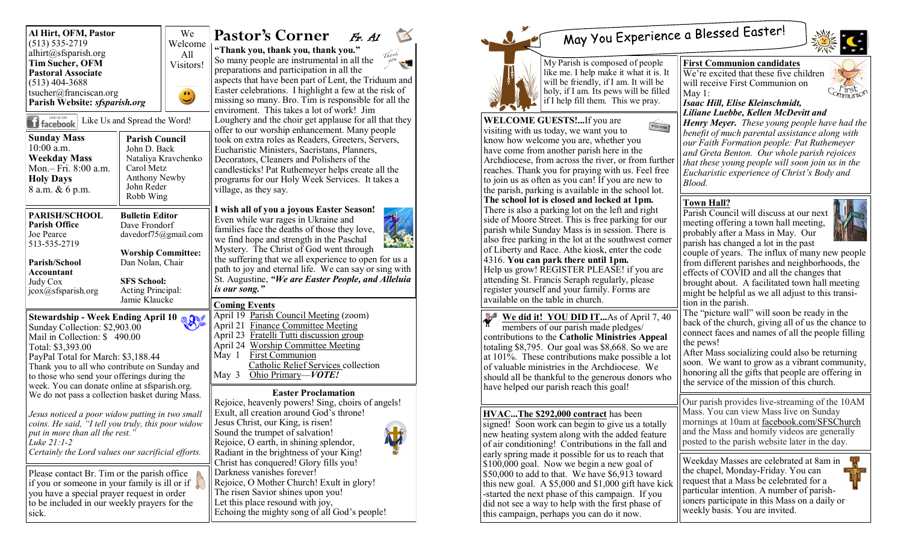**Al Hirt, OFM, Pastor**
(513) 535-2719
alhirt@sfsparish.org
**Tim Sucher, OFM**
**Pastoral Associate**
(513) 404-3688
tsucher@franciscan.org
**Parish Website:** ***sfsparish.org***

We Welcome All Visitors!

Like Us and Spread the Word!

**Sunday Mass**
10:00 a.m.
**Weekday Mass**
Mon.– Fri. 8:00 a.m.
**Holy Days**
8 a.m. & 6 p.m.

**Parish Council**
John D. Back
Nataliya Kravchenko
Carol Metz
Anthony Newby
John Reder
Robb Wing

**PARISH/SCHOOL**
**Parish Office**
Joe Pearce
513-535-2719

**Parish/School Accountant**
Judy Cox
jcox@sfsparish.org

**Bulletin Editor**
Dave Frondorf
davedorf75@gmail.com

**Worship Committee:**
Dan Nolan, Chair

**SFS School:**
Acting Principal:
Jamie Klaucke

**Stewardship - Week Ending April 10**
Sunday Collection: $2,903.00
Mail in Collection: $ 490.00
Total: $3,393.00
PayPal Total for March: $3,188.44
Thank you to all who contribute on Sunday and to those who send your offerings during the week. You can donate online at sfsparish.org. We do not pass a collection basket during Mass.

*Jesus noticed a poor widow putting in two small coins. He said, "I tell you truly, this poor widow put in more than all the rest." Luke 21:1-2*
*Certainly the Lord values our sacrificial efforts.*

Please contact Br. Tim or the parish office if you or someone in your family is ill or if you have a special prayer request in order to be included in our weekly prayers for the sick.

# Pastor's Corner *Fr. Al*

**"Thank you, thank you, thank you."**
So many people are instrumental in all the preparations and participation in all the aspects that have been part of Lent, the Triduum and Easter celebrations. I highlight a few at the risk of missing so many. Bro. Tim is responsible for all the enviroment. This takes a lot of work! Jim Loughery and the choir get applause for all that they offer to our worship enhancement. Many people took on extra roles as Readers, Greeters, Servers, Eucharistic Ministers, Sacristans, Planners, Decorators, Cleaners and Polishers of the candlesticks! Pat Ruthemeyer helps create all the programs for our Holy Week Services. It takes a village, as they say.

**I wish all of you a joyous Easter Season!** Even while war rages in Ukraine and families face the deaths of those they love, we find hope and strength in the Paschal Mystery. The Christ of God went through the suffering that we all experience to open for us a path to joy and eternal life. We can say or sing with St. Augustine, ***"We are Easter People, and Alleluia is our song."***

**Coming Events**
April 19 Parish Council Meeting (zoom)
April 21 Finance Committee Meeting
April 23 Fratelli Tutti discussion group
April 24 Worship Committee Meeting
May 1 First Communion
Catholic Relief Services collection
May 3 Ohio Primary—***VOTE!***

**Easter Proclamation**
Rejoice, heavenly powers! Sing, choirs of angels!
Exult, all creation around God's throne!
Jesus Christ, our King, is risen!
Sound the trumpet of salvation!
Rejoice, O earth, in shining splendor,
Radiant in the brightness of your King!
Christ has conquered! Glory fills you!
Darkness vanishes forever!
Rejoice, O Mother Church! Exult in glory!
The risen Savior shines upon you!
Let this place resound with joy,
Echoing the mighty song of all God's people!

# May You Experience a Blessed Easter!

My Parish is composed of people like me. I help make it what it is. It will be friendly, if I am. It will be holy, if I am. Its pews will be filled if I help fill them. This we pray.

**WELCOME GUESTS!...**If you are visiting with us today, we want you to know how welcome you are, whether you have come from another parish here in the Archdiocese, from across the river, or from further reaches. Thank you for praying with us. Feel free to join us as often as you can! If you are new to the parish, parking is available in the school lot. **The school lot is closed and locked at 1pm.** There is also a parking lot on the left and right side of Moore Street. This is free parking for our parish while Sunday Mass is in session. There is also free parking in the lot at the southwest corner of Liberty and Race. Athe kiosk, enter the code 4316. **You can park there until 1pm.** Help us grow! REGISTER PLEASE! if you are attending St. Francis Seraph regularly, please register yourself and your family. Forms are available on the table in church.

**We did it! YOU DID IT...**As of April 7, 40 members of our parish made pledges/ contributions to the **Catholic Ministries Appeal** totaling $8,795. Our goal was $8,668. So we are at 101%. These contributions make possible a lot of valuable ministries in the Archdiocese. We should all be thankful to the generous donors who have helped our parish reach this goal!

**HVAC...The $292,000 contract** has been signed! Soon work can begin to give us a totally new heating system along with the added feature of air conditioning! Contributions in the fall and early spring made it possible for us to reach that $100,000 goal. Now we begin a new goal of $50,000 to add to that. We have $6,913 toward this new goal. A $5,000 and $1,000 gift have kick -started the new phase of this campaign. If you did not see a way to help with the first phase of this campaign, perhaps you can do it now.

**First Communion candidates**
We're excited that these five children will receive First Communion on May 1:
***Isaac Hill, Elise Kleinschmidt, Liliane Luebbe, Kellen McDevitt and Henry Meyer.*** *These young people have had the benefit of much parental assistance along with our Faith Formation people: Pat Ruthemeyer and Greta Benton. Our whole parish rejoices that these young people will soon join us in the Eucharistic experience of Christ's Body and Blood.*

**Town Hall?**
Parish Council will discuss at our next meeting offering a town hall meeting, probably after a Mass in May. Our parish has changed a lot in the past couple of years. The influx of many new people from different parishes and neighborhoods, the effects of COVID and all the changes that brought about. A facilitated town hall meeting might be helpful as we all adjust to this transition in the parish.
The "picture wall" will soon be ready in the back of the church, giving all of us the chance to connect faces and names of all the people filling the pews!
After Mass socializing could also be returning soon. We want to grow as a vibrant community, honoring all the gifts that people are offering in the service of the mission of this church.

Our parish provides live-streaming of the 10AM Mass. You can view Mass live on Sunday mornings at 10am at facebook.com/SFSChurch and the Mass and homily videos are generally posted to the parish website later in the day.

Weekday Masses are celebrated at 8am in the chapel, Monday-Friday. You can request that a Mass be celebrated for a particular intention. A number of parishioners participate in this Mass on a daily or weekly basis. You are invited.